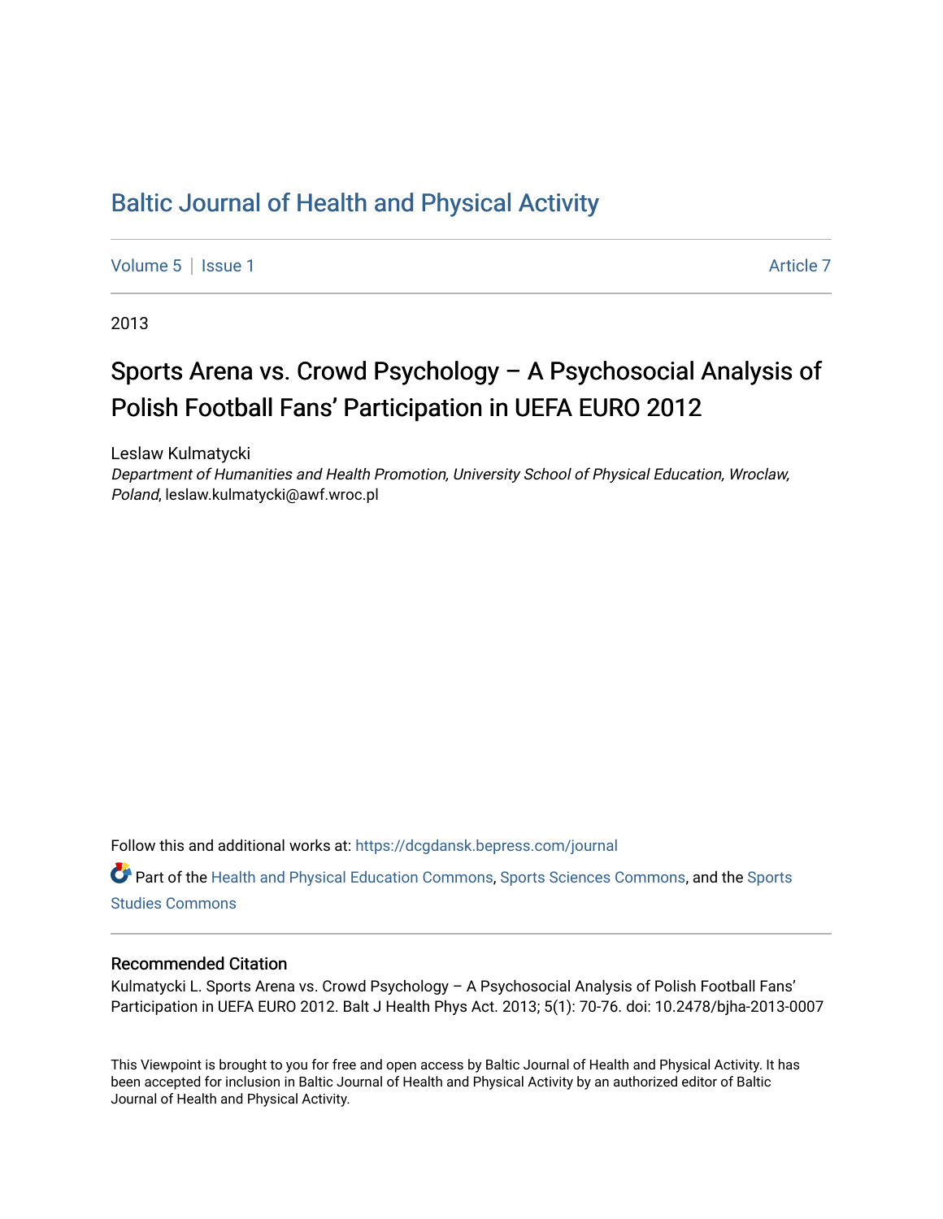# Baltic Journal of Health and Physical Activity

Volume 5 | Issue 1 Article 7

2013

## Sports Arena vs. Crowd Psychology – A Psychosocial Analysis of Polish Football Fans' Participation in UEFA EURO 2012

Leslaw Kulmatycki
*Department of Humanities and Health Promotion, University School of Physical Education, Wroclaw, Poland*, leslaw.kulmatycki@awf.wroc.pl

Follow this and additional works at: https://dcgdansk.bepress.com/journal

Part of the Health and Physical Education Commons, Sports Sciences Commons, and the Sports Studies Commons

### Recommended Citation

Kulmatycki L. Sports Arena vs. Crowd Psychology – A Psychosocial Analysis of Polish Football Fans' Participation in UEFA EURO 2012. Balt J Health Phys Act. 2013; 5(1): 70-76. doi: 10.2478/bjha-2013-0007

This Viewpoint is brought to you for free and open access by Baltic Journal of Health and Physical Activity. It has been accepted for inclusion in Baltic Journal of Health and Physical Activity by an authorized editor of Baltic Journal of Health and Physical Activity.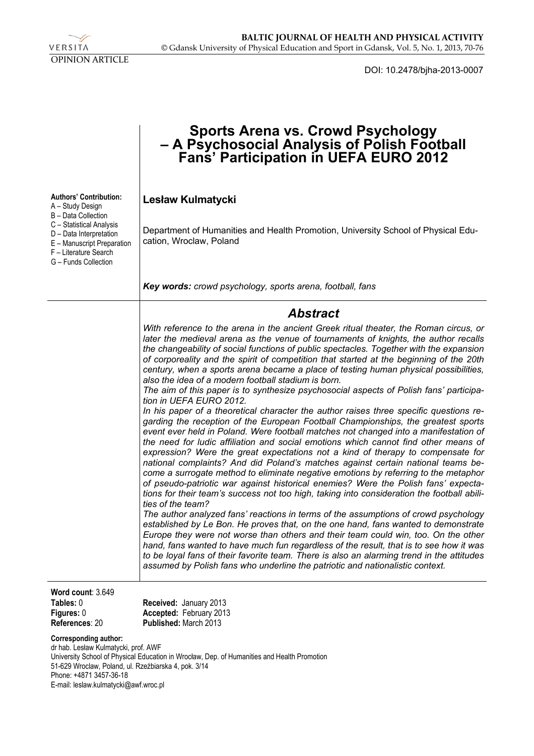VERSITA

OPINION ARTICLE

DOI: 10.2478/bjha-2013-0007

# Sports Arena vs. Crowd Psychology – A Psychosocial Analysis of Polish Football Fans' Participation in UEFA EURO 2012

**Authors' Contribution:**
A – Study Design
B – Data Collection
C – Statistical Analysis
D – Data Interpretation
E – Manuscript Preparation
F – Literature Search
G – Funds Collection

**Lesław Kulmatycki**

Department of Humanities and Health Promotion, University School of Physical Education, Wroclaw, Poland

***Key words:** crowd psychology, sports arena, football, fans*

## *Abstract*

*With reference to the arena in the ancient Greek ritual theater, the Roman circus, or later the medieval arena as the venue of tournaments of knights, the author recalls the changeability of social functions of public spectacles. Together with the expansion of corporeality and the spirit of competition that started at the beginning of the 20th century, when a sports arena became a place of testing human physical possibilities, also the idea of a modern football stadium is born.*

*The aim of this paper is to synthesize psychosocial aspects of Polish fans' participation in UEFA EURO 2012.*

*In his paper of a theoretical character the author raises three specific questions regarding the reception of the European Football Championships, the greatest sports event ever held in Poland. Were football matches not changed into a manifestation of the need for ludic affiliation and social emotions which cannot find other means of expression? Were the great expectations not a kind of therapy to compensate for national complaints? And did Poland's matches against certain national teams become a surrogate method to eliminate negative emotions by referring to the metaphor of pseudo-patriotic war against historical enemies? Were the Polish fans' expectations for their team's success not too high, taking into consideration the football abilities of the team?*

*The author analyzed fans' reactions in terms of the assumptions of crowd psychology established by Le Bon. He proves that, on the one hand, fans wanted to demonstrate Europe they were not worse than others and their team could win, too. On the other hand, fans wanted to have much fun regardless of the result, that is to see how it was to be loyal fans of their favorite team. There is also an alarming trend in the attitudes assumed by Polish fans who underline the patriotic and nationalistic context.*

**Word count**: 3.649
**Tables:** 0
**Figures:** 0
**References**: 20

**Received:** January 2013
**Accepted:** February 2013
**Published:** March 2013

**Corresponding author:**
dr hab. Lesław Kulmatycki, prof. AWF
University School of Physical Education in Wrocław, Dep. of Humanities and Health Promotion
51-629 Wroclaw, Poland, ul. Rzeźbiarska 4, pok. 3/14
Phone: +4871 3457-36-18
E-mail: leslaw.kulmatycki@awf.wroc.pl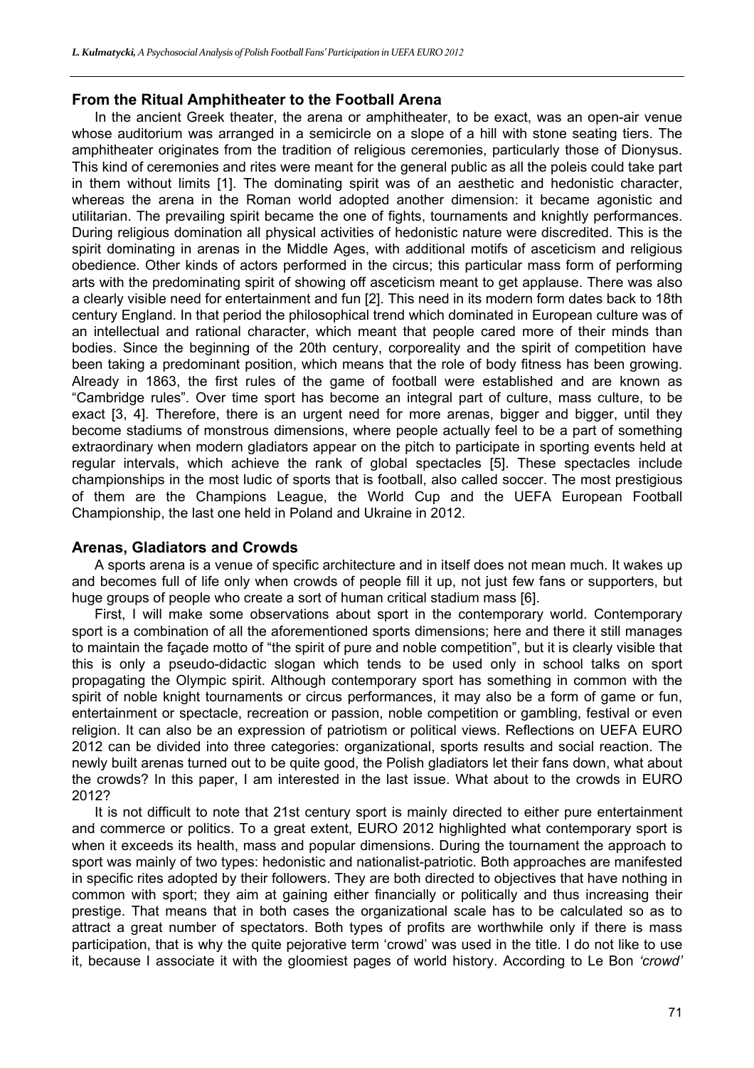## From the Ritual Amphitheater to the Football Arena

In the ancient Greek theater, the arena or amphitheater, to be exact, was an open-air venue whose auditorium was arranged in a semicircle on a slope of a hill with stone seating tiers. The amphitheater originates from the tradition of religious ceremonies, particularly those of Dionysus. This kind of ceremonies and rites were meant for the general public as all the poleis could take part in them without limits [1]. The dominating spirit was of an aesthetic and hedonistic character, whereas the arena in the Roman world adopted another dimension: it became agonistic and utilitarian. The prevailing spirit became the one of fights, tournaments and knightly performances. During religious domination all physical activities of hedonistic nature were discredited. This is the spirit dominating in arenas in the Middle Ages, with additional motifs of asceticism and religious obedience. Other kinds of actors performed in the circus; this particular mass form of performing arts with the predominating spirit of showing off asceticism meant to get applause. There was also a clearly visible need for entertainment and fun [2]. This need in its modern form dates back to 18th century England. In that period the philosophical trend which dominated in European culture was of an intellectual and rational character, which meant that people cared more of their minds than bodies. Since the beginning of the 20th century, corporeality and the spirit of competition have been taking a predominant position, which means that the role of body fitness has been growing. Already in 1863, the first rules of the game of football were established and are known as "Cambridge rules". Over time sport has become an integral part of culture, mass culture, to be exact [3, 4]. Therefore, there is an urgent need for more arenas, bigger and bigger, until they become stadiums of monstrous dimensions, where people actually feel to be a part of something extraordinary when modern gladiators appear on the pitch to participate in sporting events held at regular intervals, which achieve the rank of global spectacles [5]. These spectacles include championships in the most ludic of sports that is football, also called soccer. The most prestigious of them are the Champions League, the World Cup and the UEFA European Football Championship, the last one held in Poland and Ukraine in 2012.

## Arenas, Gladiators and Crowds

A sports arena is a venue of specific architecture and in itself does not mean much. It wakes up and becomes full of life only when crowds of people fill it up, not just few fans or supporters, but huge groups of people who create a sort of human critical stadium mass [6].

First, I will make some observations about sport in the contemporary world. Contemporary sport is a combination of all the aforementioned sports dimensions; here and there it still manages to maintain the façade motto of "the spirit of pure and noble competition", but it is clearly visible that this is only a pseudo-didactic slogan which tends to be used only in school talks on sport propagating the Olympic spirit. Although contemporary sport has something in common with the spirit of noble knight tournaments or circus performances, it may also be a form of game or fun, entertainment or spectacle, recreation or passion, noble competition or gambling, festival or even religion. It can also be an expression of patriotism or political views. Reflections on UEFA EURO 2012 can be divided into three categories: organizational, sports results and social reaction. The newly built arenas turned out to be quite good, the Polish gladiators let their fans down, what about the crowds? In this paper, I am interested in the last issue. What about to the crowds in EURO 2012?

It is not difficult to note that 21st century sport is mainly directed to either pure entertainment and commerce or politics. To a great extent, EURO 2012 highlighted what contemporary sport is when it exceeds its health, mass and popular dimensions. During the tournament the approach to sport was mainly of two types: hedonistic and nationalist-patriotic. Both approaches are manifested in specific rites adopted by their followers. They are both directed to objectives that have nothing in common with sport; they aim at gaining either financially or politically and thus increasing their prestige. That means that in both cases the organizational scale has to be calculated so as to attract a great number of spectators. Both types of profits are worthwhile only if there is mass participation, that is why the quite pejorative term 'crowd' was used in the title. I do not like to use it, because I associate it with the gloomiest pages of world history. According to Le Bon *'crowd'*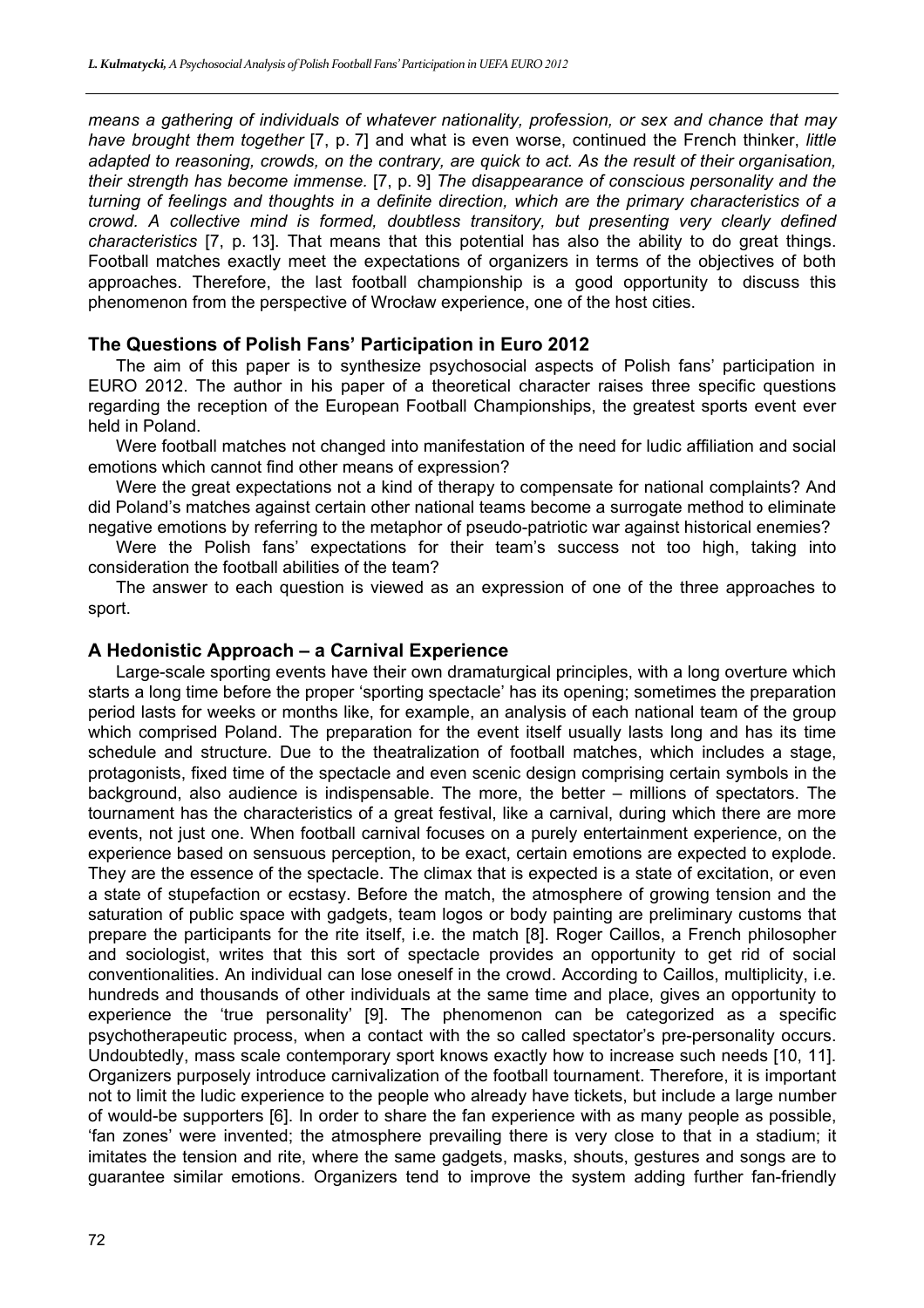*means a gathering of individuals of whatever nationality, profession, or sex and chance that may have brought them together* [7, p. 7] and what is even worse, continued the French thinker, *little adapted to reasoning, crowds, on the contrary, are quick to act. As the result of their organisation, their strength has become immense.* [7, p. 9] *The disappearance of conscious personality and the turning of feelings and thoughts in a definite direction, which are the primary characteristics of a crowd. A collective mind is formed, doubtless transitory, but presenting very clearly defined characteristics* [7, p. 13]. That means that this potential has also the ability to do great things. Football matches exactly meet the expectations of organizers in terms of the objectives of both approaches. Therefore, the last football championship is a good opportunity to discuss this phenomenon from the perspective of Wrocław experience, one of the host cities.

## The Questions of Polish Fans' Participation in Euro 2012

The aim of this paper is to synthesize psychosocial aspects of Polish fans' participation in EURO 2012. The author in his paper of a theoretical character raises three specific questions regarding the reception of the European Football Championships, the greatest sports event ever held in Poland.

Were football matches not changed into manifestation of the need for ludic affiliation and social emotions which cannot find other means of expression?

Were the great expectations not a kind of therapy to compensate for national complaints? And did Poland's matches against certain other national teams become a surrogate method to eliminate negative emotions by referring to the metaphor of pseudo-patriotic war against historical enemies?

Were the Polish fans' expectations for their team's success not too high, taking into consideration the football abilities of the team?

The answer to each question is viewed as an expression of one of the three approaches to sport.

## A Hedonistic Approach – a Carnival Experience

Large-scale sporting events have their own dramaturgical principles, with a long overture which starts a long time before the proper 'sporting spectacle' has its opening; sometimes the preparation period lasts for weeks or months like, for example, an analysis of each national team of the group which comprised Poland. The preparation for the event itself usually lasts long and has its time schedule and structure. Due to the theatralization of football matches, which includes a stage, protagonists, fixed time of the spectacle and even scenic design comprising certain symbols in the background, also audience is indispensable. The more, the better – millions of spectators. The tournament has the characteristics of a great festival, like a carnival, during which there are more events, not just one. When football carnival focuses on a purely entertainment experience, on the experience based on sensuous perception, to be exact, certain emotions are expected to explode. They are the essence of the spectacle. The climax that is expected is a state of excitation, or even a state of stupefaction or ecstasy. Before the match, the atmosphere of growing tension and the saturation of public space with gadgets, team logos or body painting are preliminary customs that prepare the participants for the rite itself, i.e. the match [8]. Roger Caillos, a French philosopher and sociologist, writes that this sort of spectacle provides an opportunity to get rid of social conventionalities. An individual can lose oneself in the crowd. According to Caillos, multiplicity, i.e. hundreds and thousands of other individuals at the same time and place, gives an opportunity to experience the 'true personality' [9]. The phenomenon can be categorized as a specific psychotherapeutic process, when a contact with the so called spectator's pre-personality occurs. Undoubtedly, mass scale contemporary sport knows exactly how to increase such needs [10, 11]. Organizers purposely introduce carnivalization of the football tournament. Therefore, it is important not to limit the ludic experience to the people who already have tickets, but include a large number of would-be supporters [6]. In order to share the fan experience with as many people as possible, 'fan zones' were invented; the atmosphere prevailing there is very close to that in a stadium; it imitates the tension and rite, where the same gadgets, masks, shouts, gestures and songs are to guarantee similar emotions. Organizers tend to improve the system adding further fan-friendly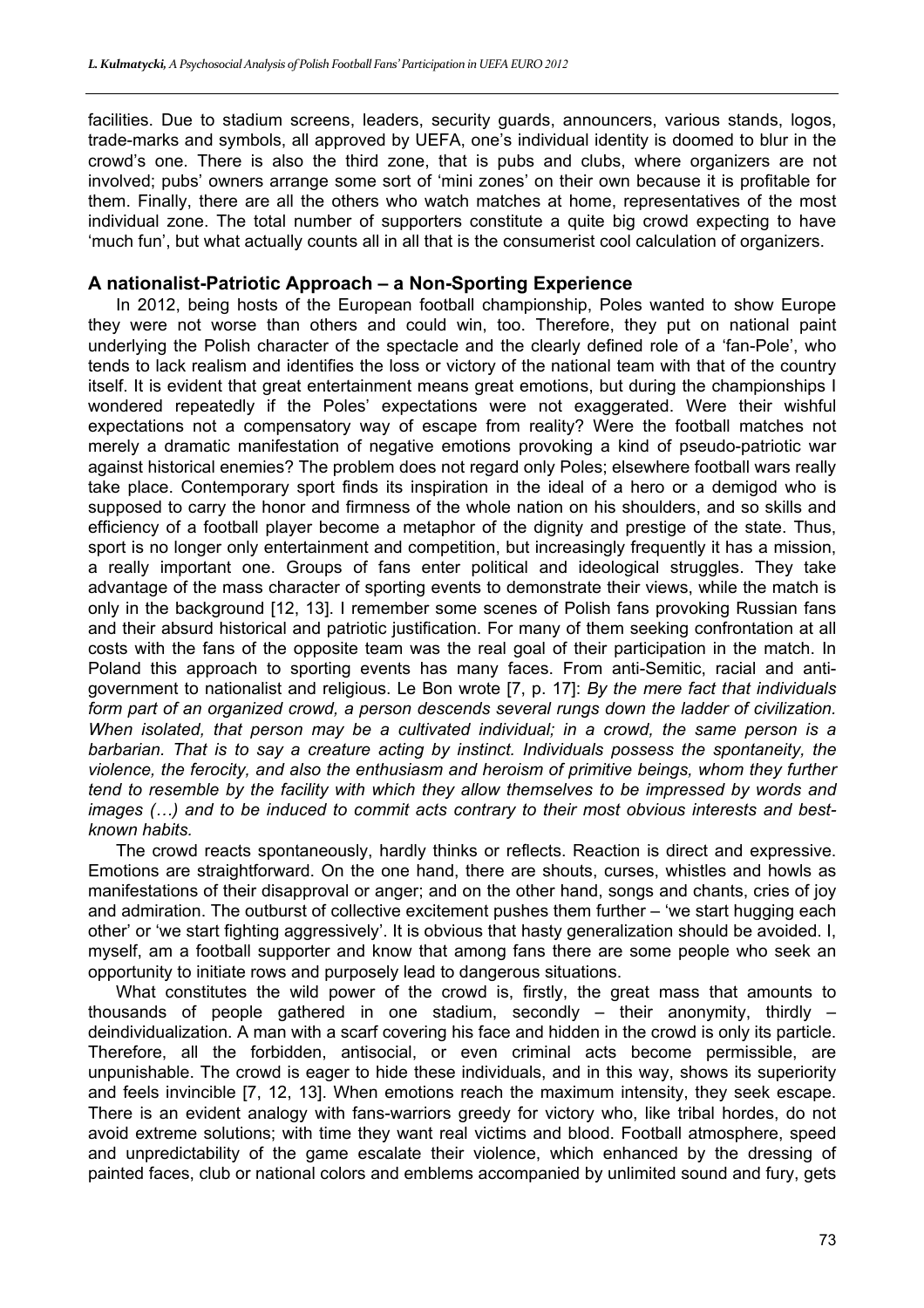facilities. Due to stadium screens, leaders, security guards, announcers, various stands, logos, trade-marks and symbols, all approved by UEFA, one's individual identity is doomed to blur in the crowd's one. There is also the third zone, that is pubs and clubs, where organizers are not involved; pubs' owners arrange some sort of 'mini zones' on their own because it is profitable for them. Finally, there are all the others who watch matches at home, representatives of the most individual zone. The total number of supporters constitute a quite big crowd expecting to have 'much fun', but what actually counts all in all that is the consumerist cool calculation of organizers.

## A nationalist-Patriotic Approach – a Non-Sporting Experience

In 2012, being hosts of the European football championship, Poles wanted to show Europe they were not worse than others and could win, too. Therefore, they put on national paint underlying the Polish character of the spectacle and the clearly defined role of a 'fan-Pole', who tends to lack realism and identifies the loss or victory of the national team with that of the country itself. It is evident that great entertainment means great emotions, but during the championships I wondered repeatedly if the Poles' expectations were not exaggerated. Were their wishful expectations not a compensatory way of escape from reality? Were the football matches not merely a dramatic manifestation of negative emotions provoking a kind of pseudo-patriotic war against historical enemies? The problem does not regard only Poles; elsewhere football wars really take place. Contemporary sport finds its inspiration in the ideal of a hero or a demigod who is supposed to carry the honor and firmness of the whole nation on his shoulders, and so skills and efficiency of a football player become a metaphor of the dignity and prestige of the state. Thus, sport is no longer only entertainment and competition, but increasingly frequently it has a mission, a really important one. Groups of fans enter political and ideological struggles. They take advantage of the mass character of sporting events to demonstrate their views, while the match is only in the background [12, 13]. I remember some scenes of Polish fans provoking Russian fans and their absurd historical and patriotic justification. For many of them seeking confrontation at all costs with the fans of the opposite team was the real goal of their participation in the match. In Poland this approach to sporting events has many faces. From anti-Semitic, racial and anti-government to nationalist and religious. Le Bon wrote [7, p. 17]: *By the mere fact that individuals form part of an organized crowd, a person descends several rungs down the ladder of civilization. When isolated, that person may be a cultivated individual; in a crowd, the same person is a barbarian. That is to say a creature acting by instinct. Individuals possess the spontaneity, the violence, the ferocity, and also the enthusiasm and heroism of primitive beings, whom they further tend to resemble by the facility with which they allow themselves to be impressed by words and images (…) and to be induced to commit acts contrary to their most obvious interests and best-known habits.*

The crowd reacts spontaneously, hardly thinks or reflects. Reaction is direct and expressive. Emotions are straightforward. On the one hand, there are shouts, curses, whistles and howls as manifestations of their disapproval or anger; and on the other hand, songs and chants, cries of joy and admiration. The outburst of collective excitement pushes them further – 'we start hugging each other' or 'we start fighting aggressively'. It is obvious that hasty generalization should be avoided. I, myself, am a football supporter and know that among fans there are some people who seek an opportunity to initiate rows and purposely lead to dangerous situations.

What constitutes the wild power of the crowd is, firstly, the great mass that amounts to thousands of people gathered in one stadium, secondly – their anonymity, thirdly – deindividualization. A man with a scarf covering his face and hidden in the crowd is only its particle. Therefore, all the forbidden, antisocial, or even criminal acts become permissible, are unpunishable. The crowd is eager to hide these individuals, and in this way, shows its superiority and feels invincible [7, 12, 13]. When emotions reach the maximum intensity, they seek escape. There is an evident analogy with fans-warriors greedy for victory who, like tribal hordes, do not avoid extreme solutions; with time they want real victims and blood. Football atmosphere, speed and unpredictability of the game escalate their violence, which enhanced by the dressing of painted faces, club or national colors and emblems accompanied by unlimited sound and fury, gets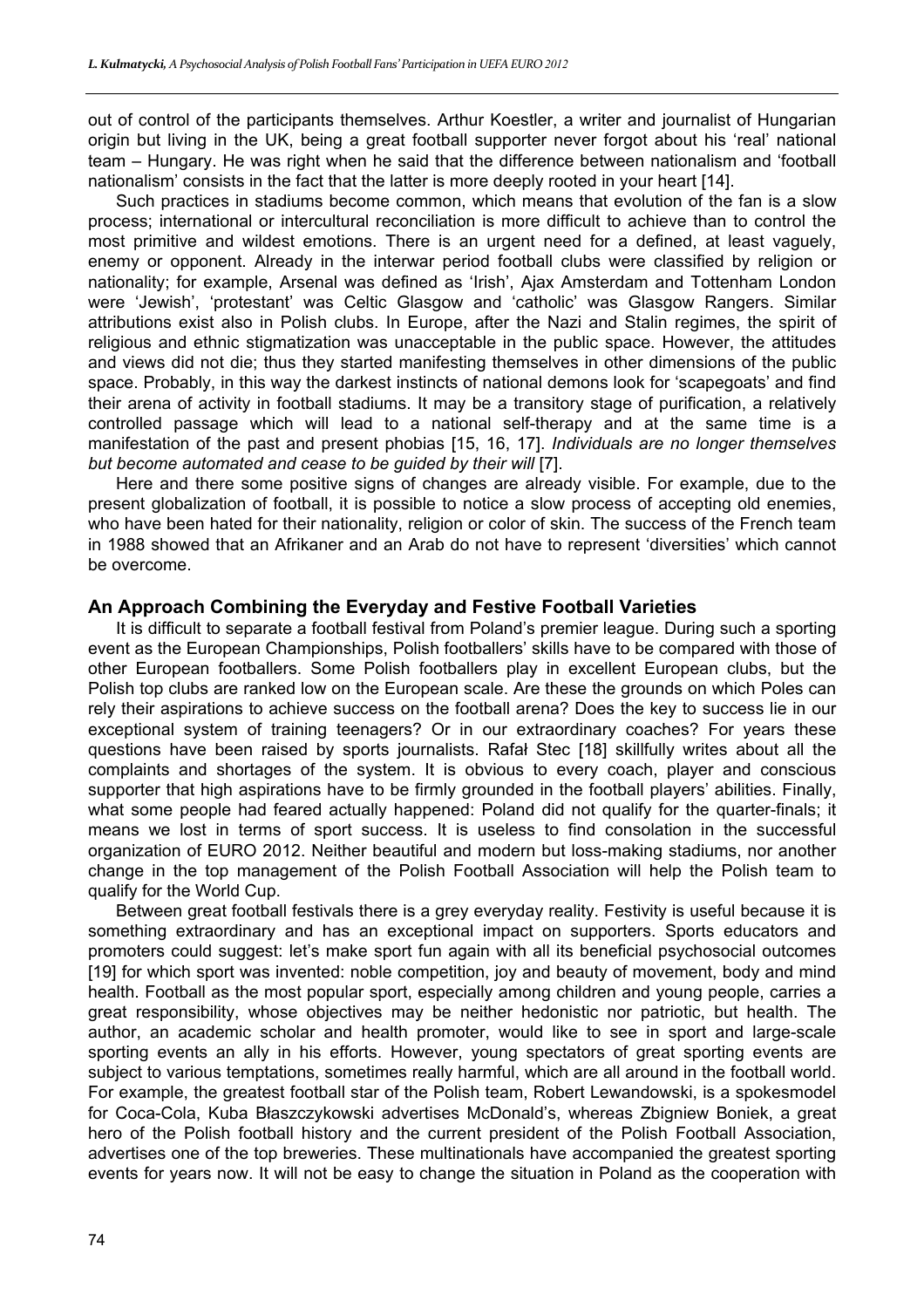out of control of the participants themselves. Arthur Koestler, a writer and journalist of Hungarian origin but living in the UK, being a great football supporter never forgot about his 'real' national team – Hungary. He was right when he said that the difference between nationalism and 'football nationalism' consists in the fact that the latter is more deeply rooted in your heart [14].

Such practices in stadiums become common, which means that evolution of the fan is a slow process; international or intercultural reconciliation is more difficult to achieve than to control the most primitive and wildest emotions. There is an urgent need for a defined, at least vaguely, enemy or opponent. Already in the interwar period football clubs were classified by religion or nationality; for example, Arsenal was defined as 'Irish', Ajax Amsterdam and Tottenham London were 'Jewish', 'protestant' was Celtic Glasgow and 'catholic' was Glasgow Rangers. Similar attributions exist also in Polish clubs. In Europe, after the Nazi and Stalin regimes, the spirit of religious and ethnic stigmatization was unacceptable in the public space. However, the attitudes and views did not die; thus they started manifesting themselves in other dimensions of the public space. Probably, in this way the darkest instincts of national demons look for 'scapegoats' and find their arena of activity in football stadiums. It may be a transitory stage of purification, a relatively controlled passage which will lead to a national self-therapy and at the same time is a manifestation of the past and present phobias [15, 16, 17]. *Individuals are no longer themselves but become automated and cease to be guided by their will* [7].

Here and there some positive signs of changes are already visible. For example, due to the present globalization of football, it is possible to notice a slow process of accepting old enemies, who have been hated for their nationality, religion or color of skin. The success of the French team in 1988 showed that an Afrikaner and an Arab do not have to represent 'diversities' which cannot be overcome.

## An Approach Combining the Everyday and Festive Football Varieties

It is difficult to separate a football festival from Poland's premier league. During such a sporting event as the European Championships, Polish footballers' skills have to be compared with those of other European footballers. Some Polish footballers play in excellent European clubs, but the Polish top clubs are ranked low on the European scale. Are these the grounds on which Poles can rely their aspirations to achieve success on the football arena? Does the key to success lie in our exceptional system of training teenagers? Or in our extraordinary coaches? For years these questions have been raised by sports journalists. Rafał Stec [18] skillfully writes about all the complaints and shortages of the system. It is obvious to every coach, player and conscious supporter that high aspirations have to be firmly grounded in the football players' abilities. Finally, what some people had feared actually happened: Poland did not qualify for the quarter-finals; it means we lost in terms of sport success. It is useless to find consolation in the successful organization of EURO 2012. Neither beautiful and modern but loss-making stadiums, nor another change in the top management of the Polish Football Association will help the Polish team to qualify for the World Cup.

Between great football festivals there is a grey everyday reality. Festivity is useful because it is something extraordinary and has an exceptional impact on supporters. Sports educators and promoters could suggest: let's make sport fun again with all its beneficial psychosocial outcomes [19] for which sport was invented: noble competition, joy and beauty of movement, body and mind health. Football as the most popular sport, especially among children and young people, carries a great responsibility, whose objectives may be neither hedonistic nor patriotic, but health. The author, an academic scholar and health promoter, would like to see in sport and large-scale sporting events an ally in his efforts. However, young spectators of great sporting events are subject to various temptations, sometimes really harmful, which are all around in the football world. For example, the greatest football star of the Polish team, Robert Lewandowski, is a spokesmodel for Coca-Cola, Kuba Błaszczykowski advertises McDonald's, whereas Zbigniew Boniek, a great hero of the Polish football history and the current president of the Polish Football Association, advertises one of the top breweries. These multinationals have accompanied the greatest sporting events for years now. It will not be easy to change the situation in Poland as the cooperation with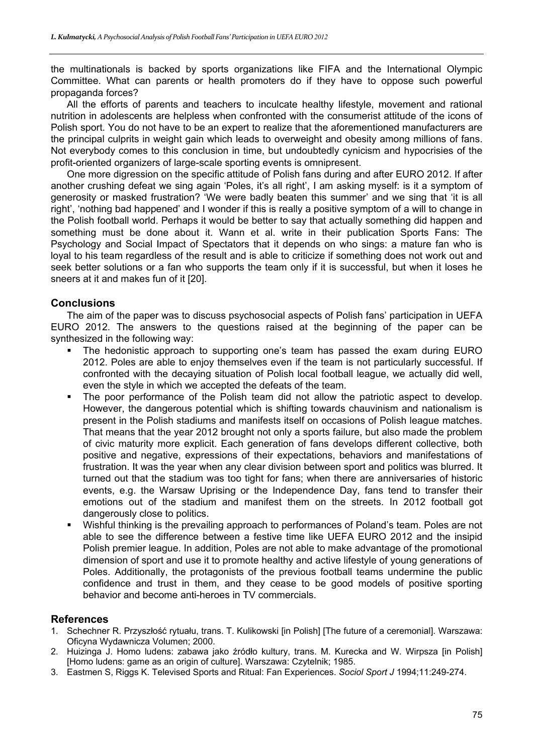the multinationals is backed by sports organizations like FIFA and the International Olympic Committee. What can parents or health promoters do if they have to oppose such powerful propaganda forces?

All the efforts of parents and teachers to inculcate healthy lifestyle, movement and rational nutrition in adolescents are helpless when confronted with the consumerist attitude of the icons of Polish sport. You do not have to be an expert to realize that the aforementioned manufacturers are the principal culprits in weight gain which leads to overweight and obesity among millions of fans. Not everybody comes to this conclusion in time, but undoubtedly cynicism and hypocrisies of the profit-oriented organizers of large-scale sporting events is omnipresent.

One more digression on the specific attitude of Polish fans during and after EURO 2012. If after another crushing defeat we sing again 'Poles, it's all right', I am asking myself: is it a symptom of generosity or masked frustration? 'We were badly beaten this summer' and we sing that 'it is all right', 'nothing bad happened' and I wonder if this is really a positive symptom of a will to change in the Polish football world. Perhaps it would be better to say that actually something did happen and something must be done about it. Wann et al. write in their publication Sports Fans: The Psychology and Social Impact of Spectators that it depends on who sings: a mature fan who is loyal to his team regardless of the result and is able to criticize if something does not work out and seek better solutions or a fan who supports the team only if it is successful, but when it loses he sneers at it and makes fun of it [20].

## Conclusions

The aim of the paper was to discuss psychosocial aspects of Polish fans' participation in UEFA EURO 2012. The answers to the questions raised at the beginning of the paper can be synthesized in the following way:

- The hedonistic approach to supporting one's team has passed the exam during EURO 2012. Poles are able to enjoy themselves even if the team is not particularly successful. If confronted with the decaying situation of Polish local football league, we actually did well, even the style in which we accepted the defeats of the team.
- The poor performance of the Polish team did not allow the patriotic aspect to develop. However, the dangerous potential which is shifting towards chauvinism and nationalism is present in the Polish stadiums and manifests itself on occasions of Polish league matches. That means that the year 2012 brought not only a sports failure, but also made the problem of civic maturity more explicit. Each generation of fans develops different collective, both positive and negative, expressions of their expectations, behaviors and manifestations of frustration. It was the year when any clear division between sport and politics was blurred. It turned out that the stadium was too tight for fans; when there are anniversaries of historic events, e.g. the Warsaw Uprising or the Independence Day, fans tend to transfer their emotions out of the stadium and manifest them on the streets. In 2012 football got dangerously close to politics.
- Wishful thinking is the prevailing approach to performances of Poland's team. Poles are not able to see the difference between a festive time like UEFA EURO 2012 and the insipid Polish premier league. In addition, Poles are not able to make advantage of the promotional dimension of sport and use it to promote healthy and active lifestyle of young generations of Poles. Additionally, the protagonists of the previous football teams undermine the public confidence and trust in them, and they cease to be good models of positive sporting behavior and become anti-heroes in TV commercials.

## References

1. Schechner R. Przyszłość rytuału, trans. T. Kulikowski [in Polish] [The future of a ceremonial]. Warszawa: Oficyna Wydawnicza Volumen; 2000.
2. Huizinga J. Homo ludens: zabawa jako źródło kultury, trans. M. Kurecka and W. Wirpsza [in Polish] [Homo ludens: game as an origin of culture]. Warszawa: Czytelnik; 1985.
3. Eastmen S, Riggs K. Televised Sports and Ritual: Fan Experiences. *Sociol Sport J* 1994;11:249-274.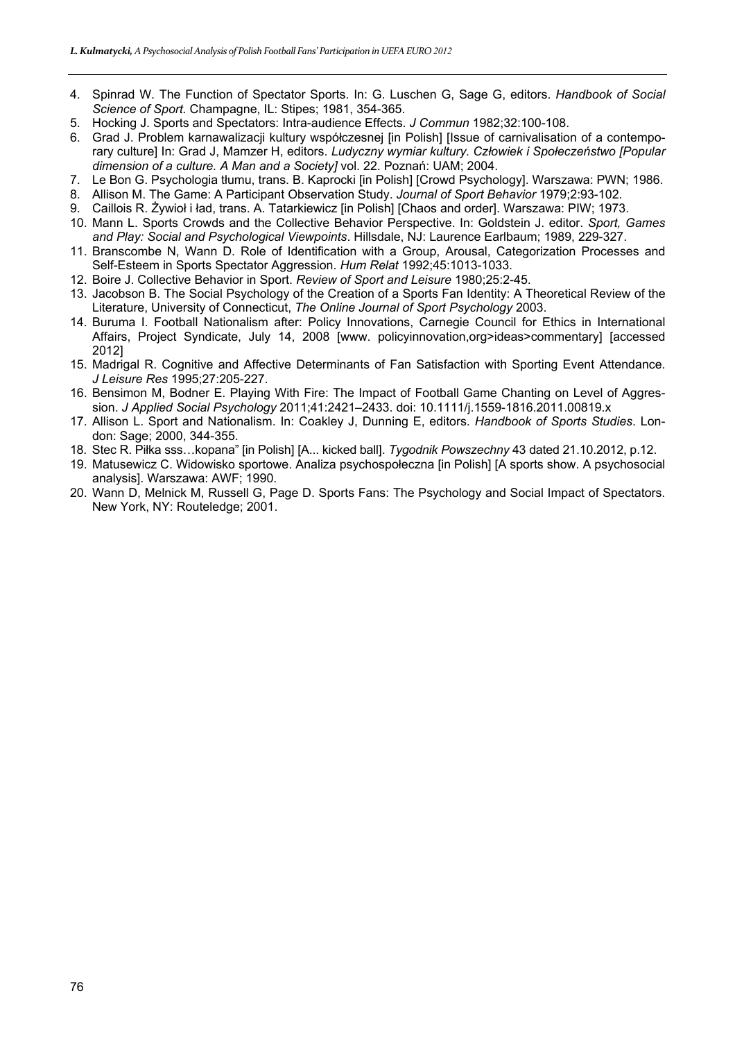4. Spinrad W. The Function of Spectator Sports. In: G. Luschen G, Sage G, editors. *Handbook of Social Science of Sport.* Champagne, IL: Stipes; 1981, 354-365.
5. Hocking J. Sports and Spectators: Intra-audience Effects. *J Commun* 1982;32:100-108.
6. Grad J. Problem karnawalizacji kultury współczesnej [in Polish] [Issue of carnivalisation of a contemporary culture] In: Grad J, Mamzer H, editors. *Ludyczny wymiar kultury. Człowiek i Społeczeństwo [Popular dimension of a culture. A Man and a Society]* vol. 22. Poznań: UAM; 2004.
7. Le Bon G. Psychologia tłumu, trans. B. Kaprocki [in Polish] [Crowd Psychology]. Warszawa: PWN; 1986.
8. Allison M. The Game: A Participant Observation Study. *Journal of Sport Behavior* 1979;2:93-102.
9. Caillois R. Żywioł i ład, trans. A. Tatarkiewicz [in Polish] [Chaos and order]. Warszawa: PIW; 1973.
10. Mann L. Sports Crowds and the Collective Behavior Perspective. In: Goldstein J. editor. *Sport, Games and Play: Social and Psychological Viewpoints*. Hillsdale, NJ: Laurence Earlbaum; 1989, 229-327.
11. Branscombe N, Wann D. Role of Identification with a Group, Arousal, Categorization Processes and Self-Esteem in Sports Spectator Aggression. *Hum Relat* 1992;45:1013-1033.
12. Boire J. Collective Behavior in Sport. *Review of Sport and Leisure* 1980;25:2-45.
13. Jacobson B. The Social Psychology of the Creation of a Sports Fan Identity: A Theoretical Review of the Literature, University of Connecticut, *The Online Journal of Sport Psychology* 2003.
14. Buruma I. Football Nationalism after: Policy Innovations, Carnegie Council for Ethics in International Affairs, Project Syndicate, July 14, 2008 [www. policyinnovation,org>ideas>commentary] [accessed 2012]
15. Madrigal R. Cognitive and Affective Determinants of Fan Satisfaction with Sporting Event Attendance. *J Leisure Res* 1995;27:205-227.
16. Bensimon M, Bodner E. Playing With Fire: The Impact of Football Game Chanting on Level of Aggression. *J Applied Social Psychology* 2011;41:2421–2433. doi: 10.1111/j.1559-1816.2011.00819.x
17. Allison L. Sport and Nationalism. In: Coakley J, Dunning E, editors. *Handbook of Sports Studies*. London: Sage; 2000, 344-355.
18. Stec R. Piłka sss…kopana" [in Polish] [A... kicked ball]. *Tygodnik Powszechny* 43 dated 21.10.2012, p.12.
19. Matusewicz C. Widowisko sportowe. Analiza psychospołeczna [in Polish] [A sports show. A psychosocial analysis]. Warszawa: AWF; 1990.
20. Wann D, Melnick M, Russell G, Page D. Sports Fans: The Psychology and Social Impact of Spectators. New York, NY: Routeledge; 2001.